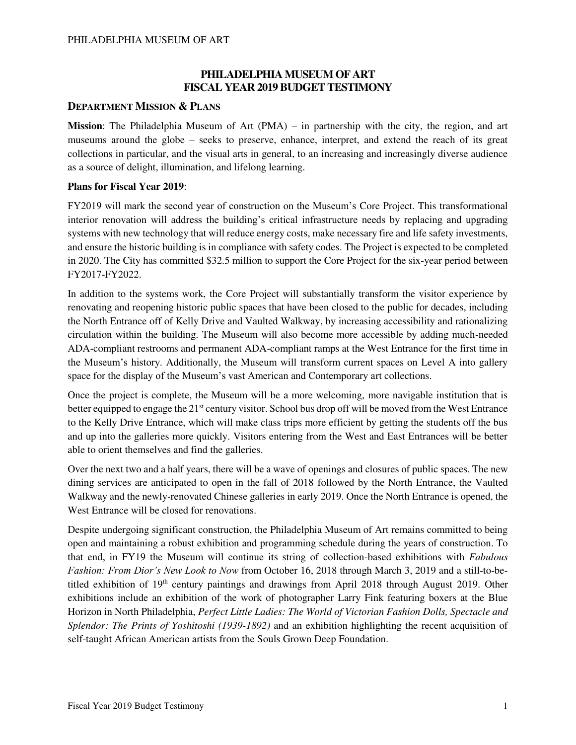# PHILADELPHIA MUSEUM OF ART
# FISCAL YEAR 2019 BUDGET TESTIMONY

## DEPARTMENT MISSION & PLANS

**Mission**: The Philadelphia Museum of Art (PMA) – in partnership with the city, the region, and art museums around the globe – seeks to preserve, enhance, interpret, and extend the reach of its great collections in particular, and the visual arts in general, to an increasing and increasingly diverse audience as a source of delight, illumination, and lifelong learning.

**Plans for Fiscal Year 2019**:

FY2019 will mark the second year of construction on the Museum's Core Project. This transformational interior renovation will address the building's critical infrastructure needs by replacing and upgrading systems with new technology that will reduce energy costs, make necessary fire and life safety investments, and ensure the historic building is in compliance with safety codes. The Project is expected to be completed in 2020. The City has committed $32.5 million to support the Core Project for the six-year period between FY2017-FY2022.

In addition to the systems work, the Core Project will substantially transform the visitor experience by renovating and reopening historic public spaces that have been closed to the public for decades, including the North Entrance off of Kelly Drive and Vaulted Walkway, by increasing accessibility and rationalizing circulation within the building. The Museum will also become more accessible by adding much-needed ADA-compliant restrooms and permanent ADA-compliant ramps at the West Entrance for the first time in the Museum's history. Additionally, the Museum will transform current spaces on Level A into gallery space for the display of the Museum's vast American and Contemporary art collections.

Once the project is complete, the Museum will be a more welcoming, more navigable institution that is better equipped to engage the 21st century visitor. School bus drop off will be moved from the West Entrance to the Kelly Drive Entrance, which will make class trips more efficient by getting the students off the bus and up into the galleries more quickly. Visitors entering from the West and East Entrances will be better able to orient themselves and find the galleries.

Over the next two and a half years, there will be a wave of openings and closures of public spaces. The new dining services are anticipated to open in the fall of 2018 followed by the North Entrance, the Vaulted Walkway and the newly-renovated Chinese galleries in early 2019. Once the North Entrance is opened, the West Entrance will be closed for renovations.

Despite undergoing significant construction, the Philadelphia Museum of Art remains committed to being open and maintaining a robust exhibition and programming schedule during the years of construction. To that end, in FY19 the Museum will continue its string of collection-based exhibitions with *Fabulous Fashion: From Dior's New Look to Now* from October 16, 2018 through March 3, 2019 and a still-to-be-titled exhibition of 19th century paintings and drawings from April 2018 through August 2019. Other exhibitions include an exhibition of the work of photographer Larry Fink featuring boxers at the Blue Horizon in North Philadelphia, *Perfect Little Ladies: The World of Victorian Fashion Dolls, Spectacle and Splendor: The Prints of Yoshitoshi (1939-1892)* and an exhibition highlighting the recent acquisition of self-taught African American artists from the Souls Grown Deep Foundation.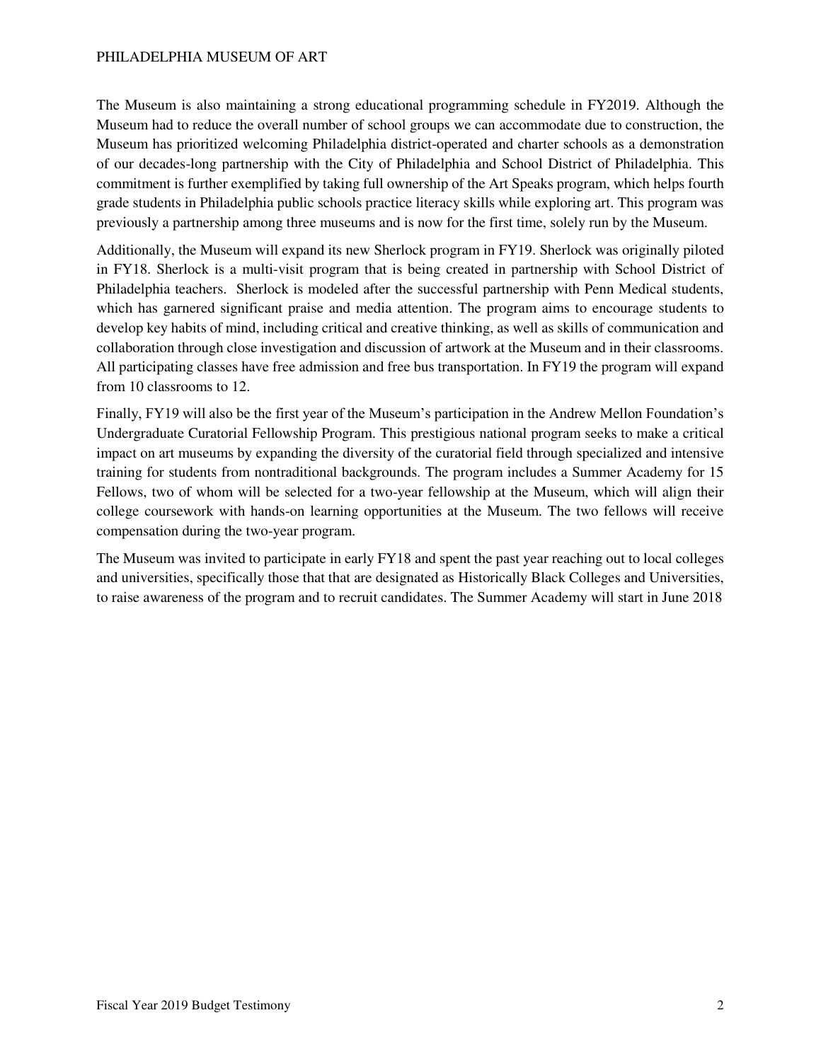The Museum is also maintaining a strong educational programming schedule in FY2019. Although the Museum had to reduce the overall number of school groups we can accommodate due to construction, the Museum has prioritized welcoming Philadelphia district-operated and charter schools as a demonstration of our decades-long partnership with the City of Philadelphia and School District of Philadelphia. This commitment is further exemplified by taking full ownership of the Art Speaks program, which helps fourth grade students in Philadelphia public schools practice literacy skills while exploring art. This program was previously a partnership among three museums and is now for the first time, solely run by the Museum.

Additionally, the Museum will expand its new Sherlock program in FY19. Sherlock was originally piloted in FY18. Sherlock is a multi-visit program that is being created in partnership with School District of Philadelphia teachers. Sherlock is modeled after the successful partnership with Penn Medical students, which has garnered significant praise and media attention. The program aims to encourage students to develop key habits of mind, including critical and creative thinking, as well as skills of communication and collaboration through close investigation and discussion of artwork at the Museum and in their classrooms. All participating classes have free admission and free bus transportation. In FY19 the program will expand from 10 classrooms to 12.

Finally, FY19 will also be the first year of the Museum's participation in the Andrew Mellon Foundation's Undergraduate Curatorial Fellowship Program. This prestigious national program seeks to make a critical impact on art museums by expanding the diversity of the curatorial field through specialized and intensive training for students from nontraditional backgrounds. The program includes a Summer Academy for 15 Fellows, two of whom will be selected for a two-year fellowship at the Museum, which will align their college coursework with hands-on learning opportunities at the Museum. The two fellows will receive compensation during the two-year program.

The Museum was invited to participate in early FY18 and spent the past year reaching out to local colleges and universities, specifically those that that are designated as Historically Black Colleges and Universities, to raise awareness of the program and to recruit candidates. The Summer Academy will start in June 2018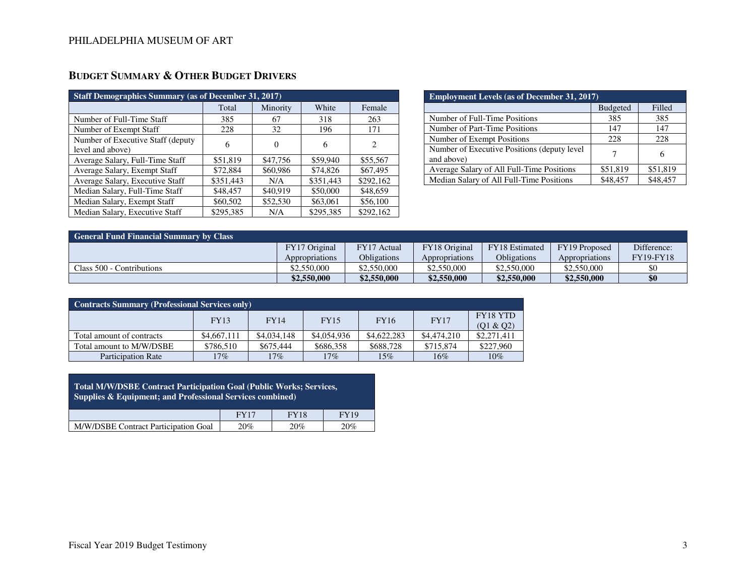## BUDGET SUMMARY & OTHER BUDGET DRIVERS

| Staff Demographics Summary (as of December 31, 2017) | | | | |
|---|---|---|---|---|
| | Total | Minority | White | Female |
| Number of Full-Time Staff | 385 | 67 | 318 | 263 |
| Number of Exempt Staff | 228 | 32 | 196 | 171 |
| Number of Executive Staff (deputy level and above) | 6 | 0 | 6 | 2 |
| Average Salary, Full-Time Staff | $51,819 | $47,756 | $59,940 | $55,567 |
| Average Salary, Exempt Staff | $72,884 | $60,986 | $74,826 | $67,495 |
| Average Salary, Executive Staff | $351,443 | N/A | $351,443 | $292,162 |
| Median Salary, Full-Time Staff | $48,457 | $40,919 | $50,000 | $48,659 |
| Median Salary, Exempt Staff | $60,502 | $52,530 | $63,061 | $56,100 |
| Median Salary, Executive Staff | $295,385 | N/A | $295,385 | $292,162 |

| Employment Levels (as of December 31, 2017) | | |
|---|---|---|
| | Budgeted | Filled |
| Number of Full-Time Positions | 385 | 385 |
| Number of Part-Time Positions | 147 | 147 |
| Number of Exempt Positions | 228 | 228 |
| Number of Executive Positions (deputy level and above) | 7 | 6 |
| Average Salary of All Full-Time Positions | $51,819 | $51,819 |
| Median Salary of All Full-Time Positions | $48,457 | $48,457 |

| General Fund Financial Summary by Class | | | | | | |
|---|---|---|---|---|---|---|
| | FY17 Original Appropriations | FY17 Actual Obligations | FY18 Original Appropriations | FY18 Estimated Obligations | FY19 Proposed Appropriations | Difference: FY19-FY18 |
| Class 500 - Contributions | $2,550,000 | $2,550,000 | $2,550,000 | $2,550,000 | $2,550,000 | $0 |
| | **$2,550,000** | **$2,550,000** | **$2,550,000** | **$2,550,000** | **$2,550,000** | **$0** |

| Contracts Summary (Professional Services only) | | | | | | |
|---|---|---|---|---|---|---|
| | FY13 | FY14 | FY15 | FY16 | FY17 | FY18 YTD (Q1 & Q2) |
| Total amount of contracts | $4,667,111 | $4,034,148 | $4,054,936 | $4,622,283 | $4,474,210 | $2,271,411 |
| Total amount to M/W/DSBE | $786,510 | $675,444 | $686,358 | $688,728 | $715,874 | $227,960 |
| Participation Rate | 17% | 17% | 17% | 15% | 16% | 10% |

| Total M/W/DSBE Contract Participation Goal (Public Works; Services, Supplies & Equipment; and Professional Services combined) | | | |
|---|---|---|---|
| | FY17 | FY18 | FY19 |
| M/W/DSBE Contract Participation Goal | 20% | 20% | 20% |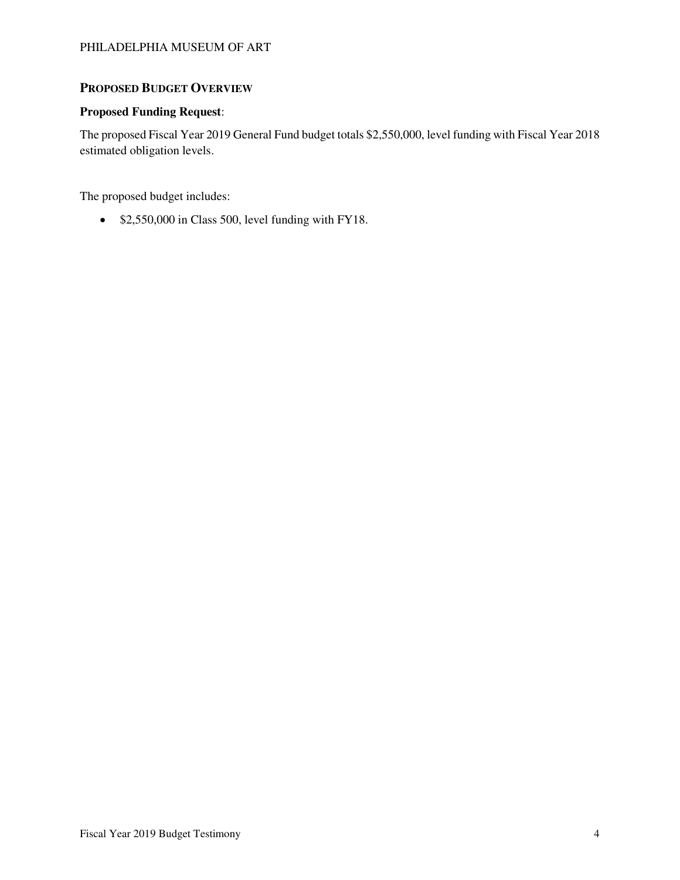## PROPOSED BUDGET OVERVIEW

**Proposed Funding Request**:

The proposed Fiscal Year 2019 General Fund budget totals $2,550,000, level funding with Fiscal Year 2018 estimated obligation levels.

The proposed budget includes:

- $2,550,000 in Class 500, level funding with FY18.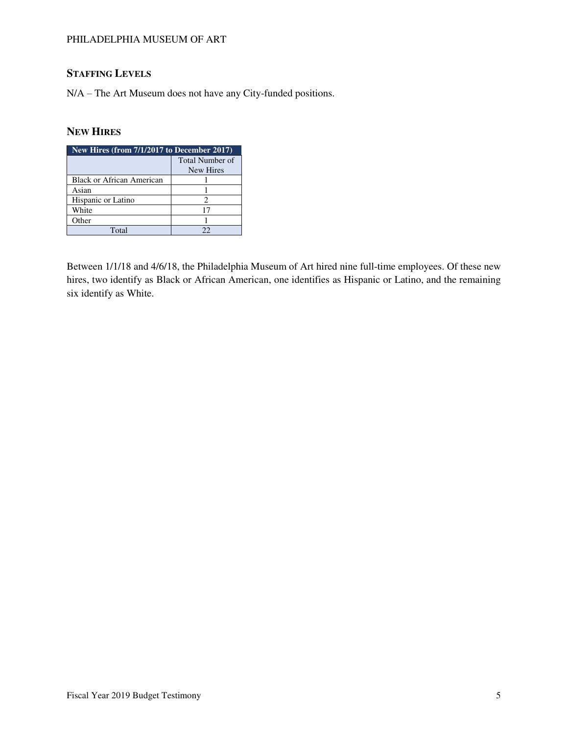## STAFFING LEVELS

N/A – The Art Museum does not have any City-funded positions.

## NEW HIRES

| New Hires (from 7/1/2017 to December 2017) | |
|---|---|
| | Total Number of New Hires |
| Black or African American | 1 |
| Asian | 1 |
| Hispanic or Latino | 2 |
| White | 17 |
| Other | 1 |
| Total | 22 |

Between 1/1/18 and 4/6/18, the Philadelphia Museum of Art hired nine full-time employees. Of these new hires, two identify as Black or African American, one identifies as Hispanic or Latino, and the remaining six identify as White.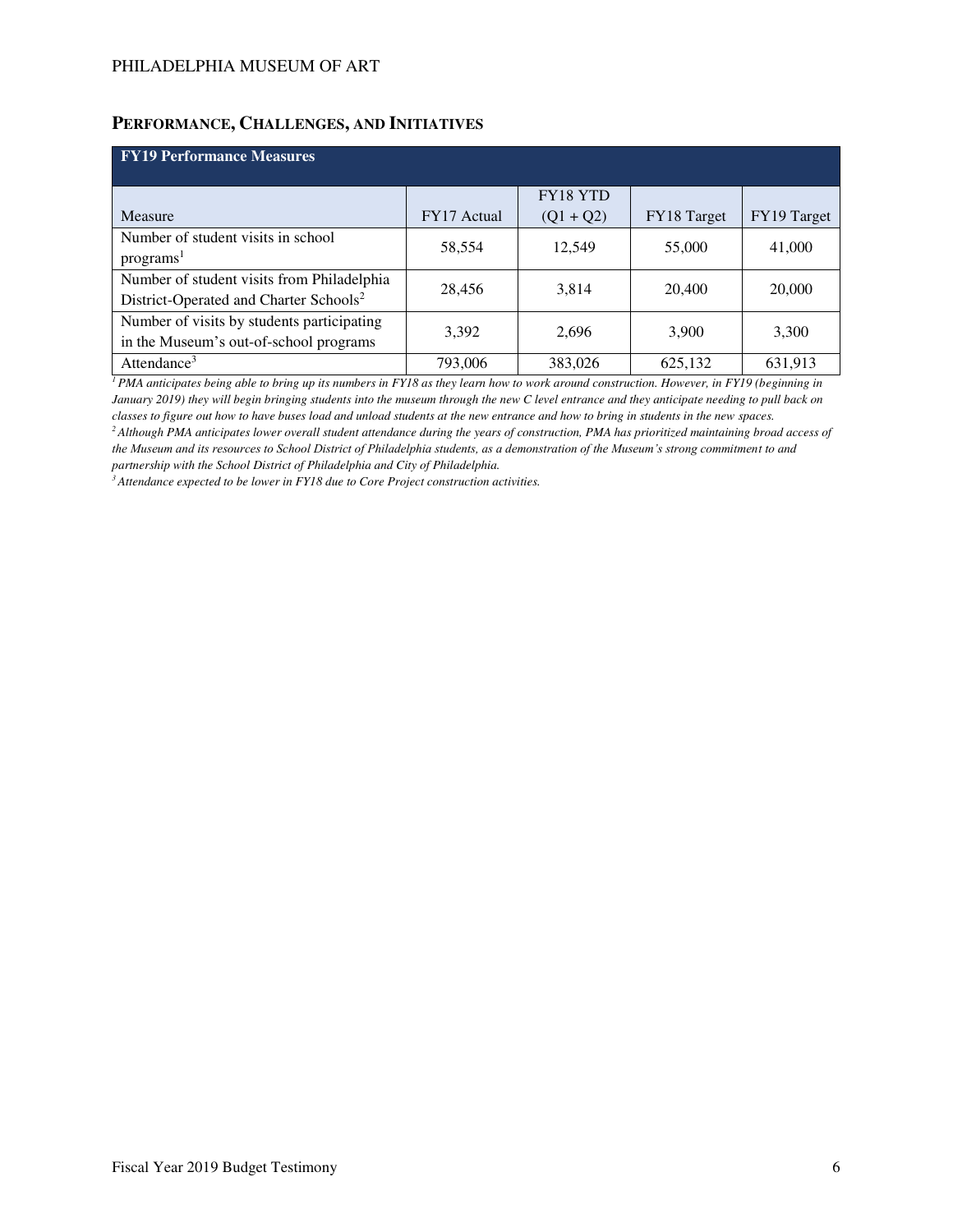## PERFORMANCE, CHALLENGES, AND INITIATIVES

| FY19 Performance Measures | | | | |
|---|---|---|---|---|
| Measure | FY17 Actual | FY18 YTD (Q1 + Q2) | FY18 Target | FY19 Target |
| Number of student visits in school programs[1] | 58,554 | 12,549 | 55,000 | 41,000 |
| Number of student visits from Philadelphia District-Operated and Charter Schools[2] | 28,456 | 3,814 | 20,400 | 20,000 |
| Number of visits by students participating in the Museum's out-of-school programs | 3,392 | 2,696 | 3,900 | 3,300 |
| Attendance[3] | 793,006 | 383,026 | 625,132 | 631,913 |

*[1] PMA anticipates being able to bring up its numbers in FY18 as they learn how to work around construction. However, in FY19 (beginning in January 2019) they will begin bringing students into the museum through the new C level entrance and they anticipate needing to pull back on classes to figure out how to have buses load and unload students at the new entrance and how to bring in students in the new spaces.*

*[2] Although PMA anticipates lower overall student attendance during the years of construction, PMA has prioritized maintaining broad access of the Museum and its resources to School District of Philadelphia students, as a demonstration of the Museum's strong commitment to and partnership with the School District of Philadelphia and City of Philadelphia.*

*[3] Attendance expected to be lower in FY18 due to Core Project construction activities.*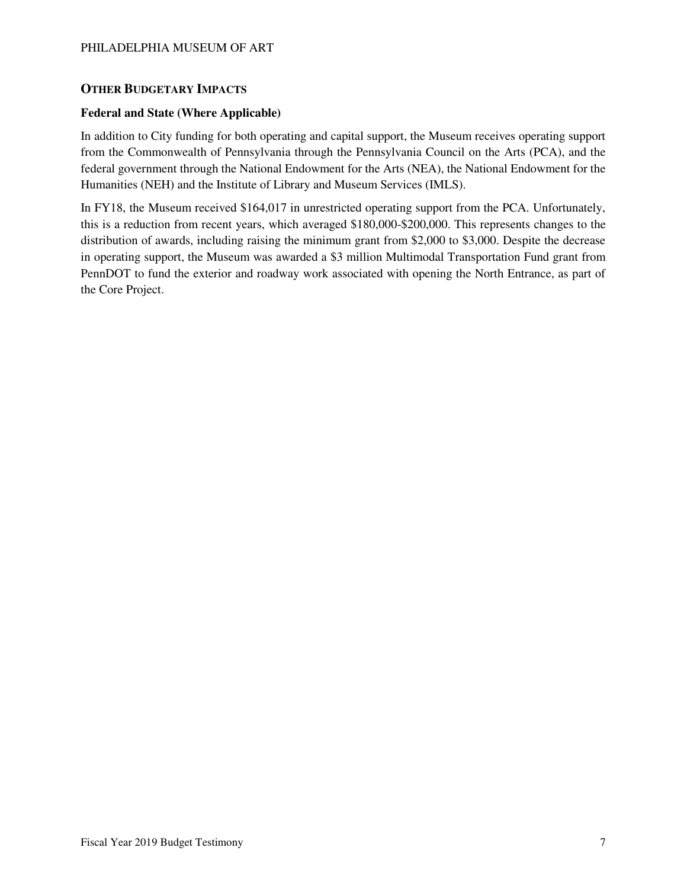## Other Budgetary Impacts

### Federal and State (Where Applicable)

In addition to City funding for both operating and capital support, the Museum receives operating support from the Commonwealth of Pennsylvania through the Pennsylvania Council on the Arts (PCA), and the federal government through the National Endowment for the Arts (NEA), the National Endowment for the Humanities (NEH) and the Institute of Library and Museum Services (IMLS).

In FY18, the Museum received $164,017 in unrestricted operating support from the PCA. Unfortunately, this is a reduction from recent years, which averaged $180,000-$200,000. This represents changes to the distribution of awards, including raising the minimum grant from $2,000 to $3,000. Despite the decrease in operating support, the Museum was awarded a $3 million Multimodal Transportation Fund grant from PennDOT to fund the exterior and roadway work associated with opening the North Entrance, as part of the Core Project.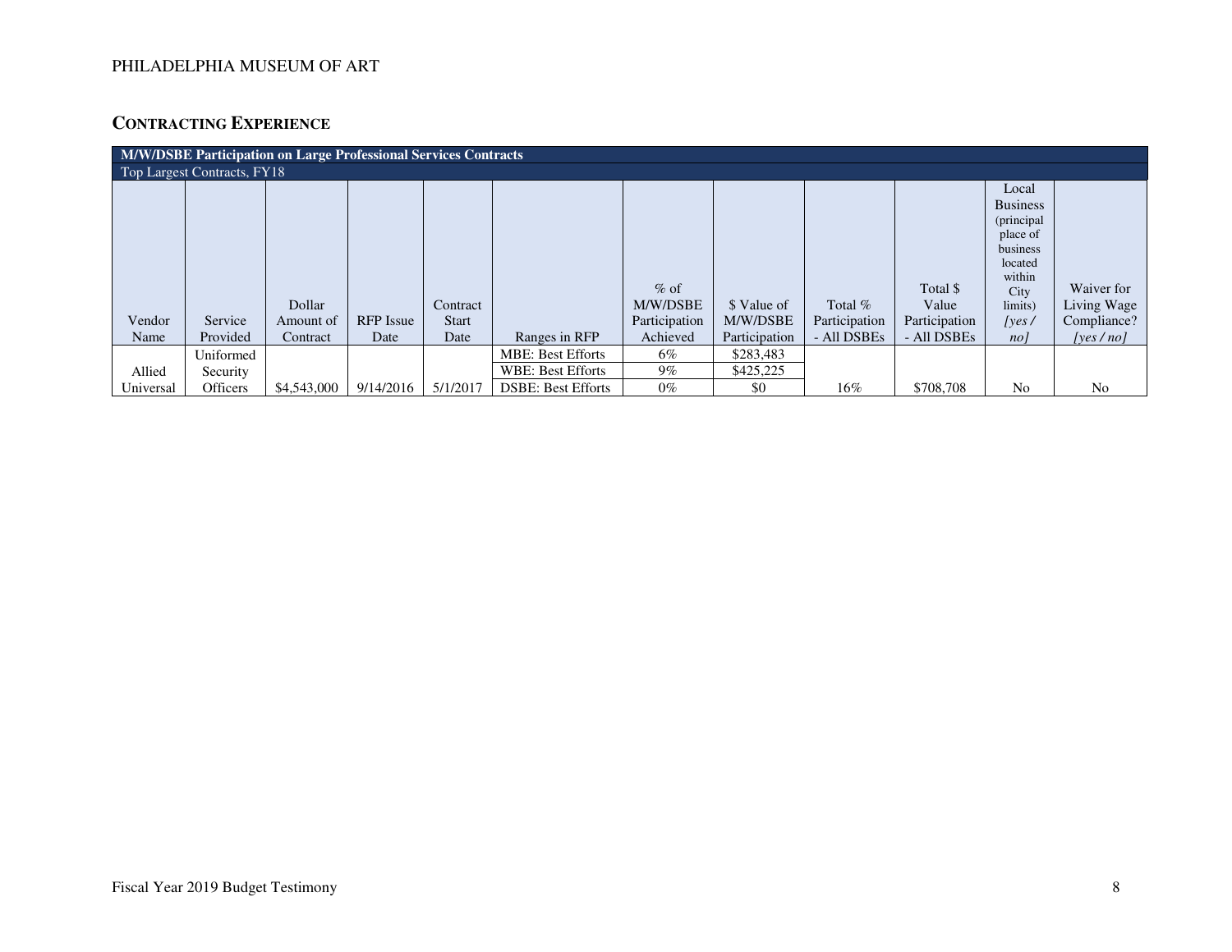## CONTRACTING EXPERIENCE

| M/W/DSBE Participation on Large Professional Services Contracts | | | | | | | | | | | |
|---|---|---|---|---|---|---|---|---|---|---|---|
| Top Largest Contracts, FY18 | | | | | | | | | | | |
| Vendor Name | Service Provided | Dollar Amount of Contract | RFP Issue Date | Contract Start Date | Ranges in RFP | % of M/W/DSBE Participation Achieved | $ Value of M/W/DSBE Participation | Total % Participation - All DSBEs | Total $ Value Participation - All DSBEs | Local Business (principal place of business located within City limits) *[yes / no]* | Waiver for Living Wage Compliance? *[yes / no]* |
| Allied Universal | Uniformed Security Officers | $4,543,000 | 9/14/2016 | 5/1/2017 | MBE: Best Efforts | 6% | $283,483 | 16% | $708,708 | No | No |
| | | | | | WBE: Best Efforts | 9% | $425,225 | | | | |
| | | | | | DSBE: Best Efforts | 0% | $0 | | | | |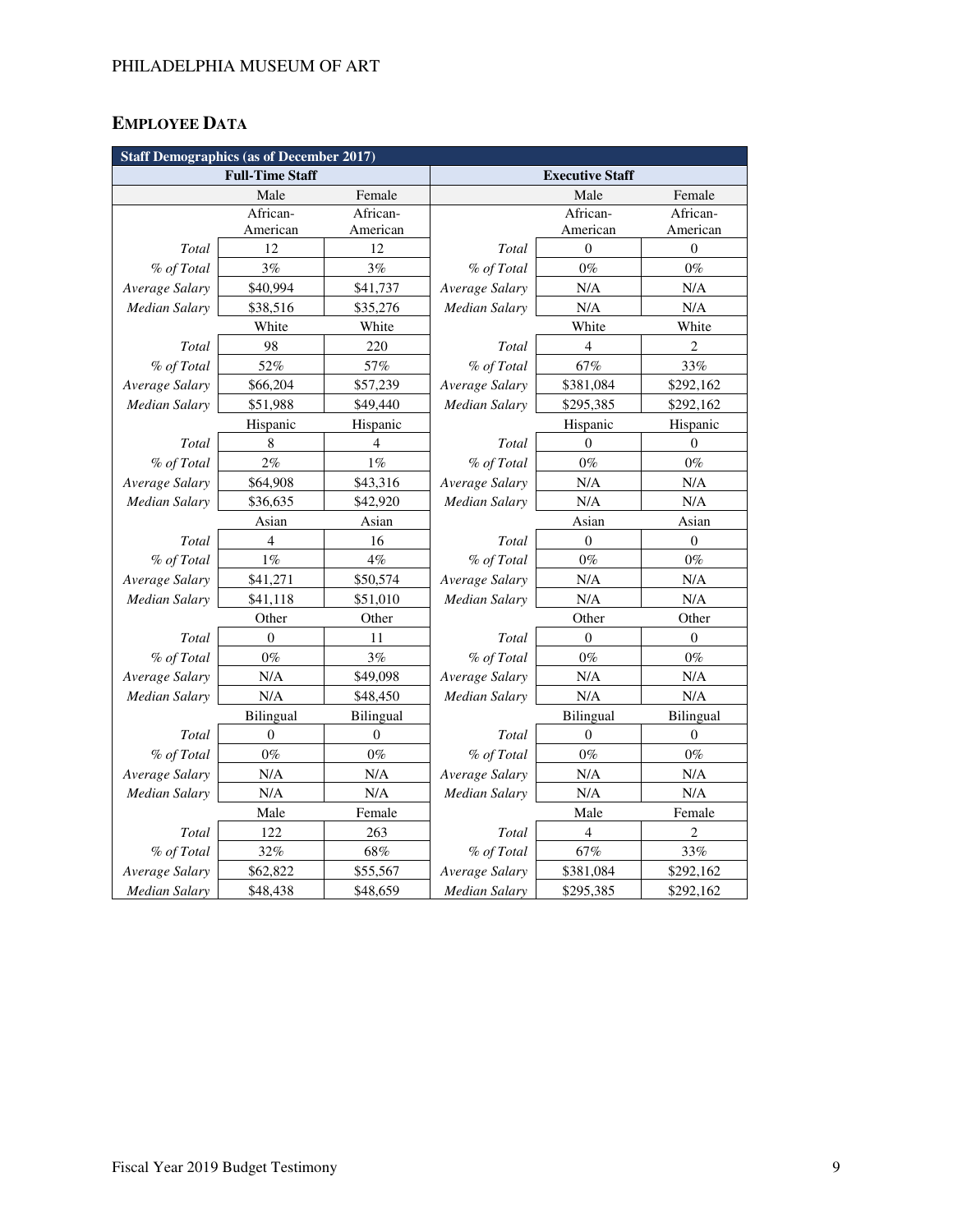## EMPLOYEE DATA

| Staff Demographics (as of December 2017) | | | | | |
|---|---|---|---|---|---|
| **Full-Time Staff** | | | **Executive Staff** | | |
| | Male | Female | | Male | Female |
| | African-American | African-American | | African-American | African-American |
| *Total* | 12 | 12 | *Total* | 0 | 0 |
| *% of Total* | 3% | 3% | *% of Total* | 0% | 0% |
| *Average Salary* | $40,994 | $41,737 | *Average Salary* | N/A | N/A |
| *Median Salary* | $38,516 | $35,276 | *Median Salary* | N/A | N/A |
| | White | White | | White | White |
| *Total* | 98 | 220 | *Total* | 4 | 2 |
| *% of Total* | 52% | 57% | *% of Total* | 67% | 33% |
| *Average Salary* | $66,204 | $57,239 | *Average Salary* | $381,084 | $292,162 |
| *Median Salary* | $51,988 | $49,440 | *Median Salary* | $295,385 | $292,162 |
| | Hispanic | Hispanic | | Hispanic | Hispanic |
| *Total* | 8 | 4 | *Total* | 0 | 0 |
| *% of Total* | 2% | 1% | *% of Total* | 0% | 0% |
| *Average Salary* | $64,908 | $43,316 | *Average Salary* | N/A | N/A |
| *Median Salary* | $36,635 | $42,920 | *Median Salary* | N/A | N/A |
| | Asian | Asian | | Asian | Asian |
| *Total* | 4 | 16 | *Total* | 0 | 0 |
| *% of Total* | 1% | 4% | *% of Total* | 0% | 0% |
| *Average Salary* | $41,271 | $50,574 | *Average Salary* | N/A | N/A |
| *Median Salary* | $41,118 | $51,010 | *Median Salary* | N/A | N/A |
| | Other | Other | | Other | Other |
| *Total* | 0 | 11 | *Total* | 0 | 0 |
| *% of Total* | 0% | 3% | *% of Total* | 0% | 0% |
| *Average Salary* | N/A | $49,098 | *Average Salary* | N/A | N/A |
| *Median Salary* | N/A | $48,450 | *Median Salary* | N/A | N/A |
| | Bilingual | Bilingual | | Bilingual | Bilingual |
| *Total* | 0 | 0 | *Total* | 0 | 0 |
| *% of Total* | 0% | 0% | *% of Total* | 0% | 0% |
| *Average Salary* | N/A | N/A | *Average Salary* | N/A | N/A |
| *Median Salary* | N/A | N/A | *Median Salary* | N/A | N/A |
| | Male | Female | | Male | Female |
| *Total* | 122 | 263 | *Total* | 4 | 2 |
| *% of Total* | 32% | 68% | *% of Total* | 67% | 33% |
| *Average Salary* | $62,822 | $55,567 | *Average Salary* | $381,084 | $292,162 |
| *Median Salary* | $48,438 | $48,659 | *Median Salary* | $295,385 | $292,162 |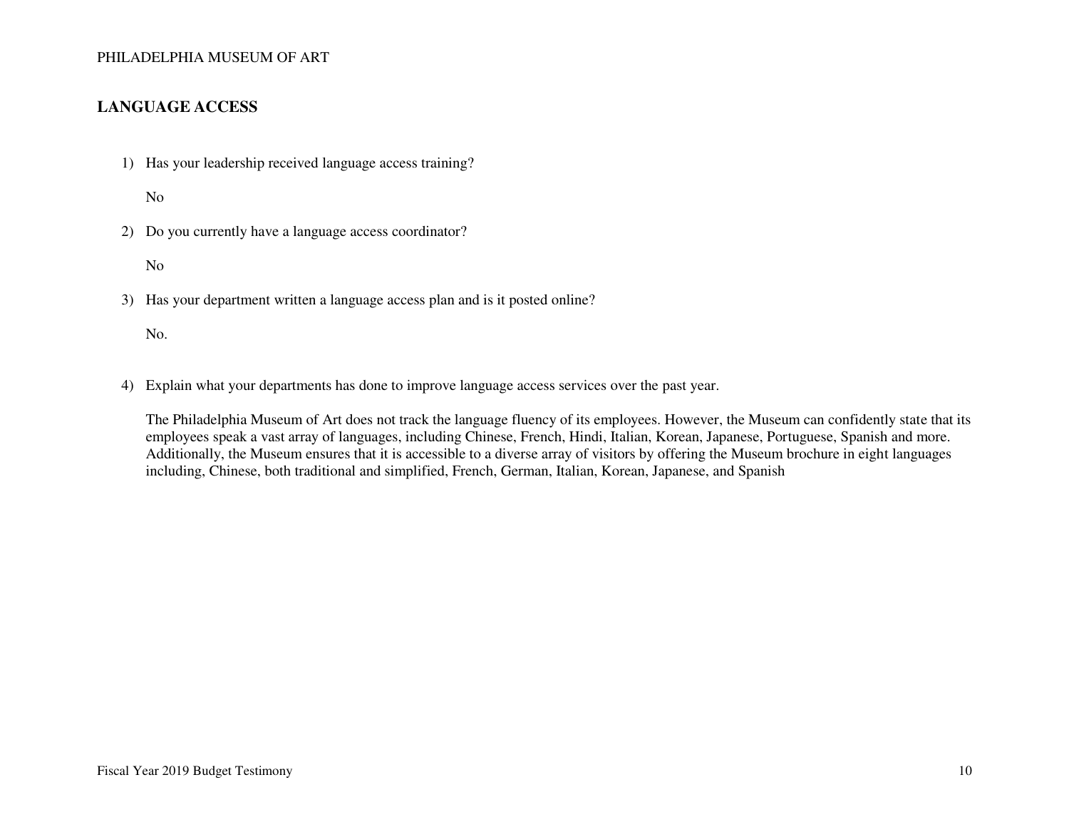## LANGUAGE ACCESS

1) Has your leadership received language access training?

   No

2) Do you currently have a language access coordinator?

   No

3) Has your department written a language access plan and is it posted online?

   No.

4) Explain what your departments has done to improve language access services over the past year.

   The Philadelphia Museum of Art does not track the language fluency of its employees. However, the Museum can confidently state that its employees speak a vast array of languages, including Chinese, French, Hindi, Italian, Korean, Japanese, Portuguese, Spanish and more. Additionally, the Museum ensures that it is accessible to a diverse array of visitors by offering the Museum brochure in eight languages including, Chinese, both traditional and simplified, French, German, Italian, Korean, Japanese, and Spanish